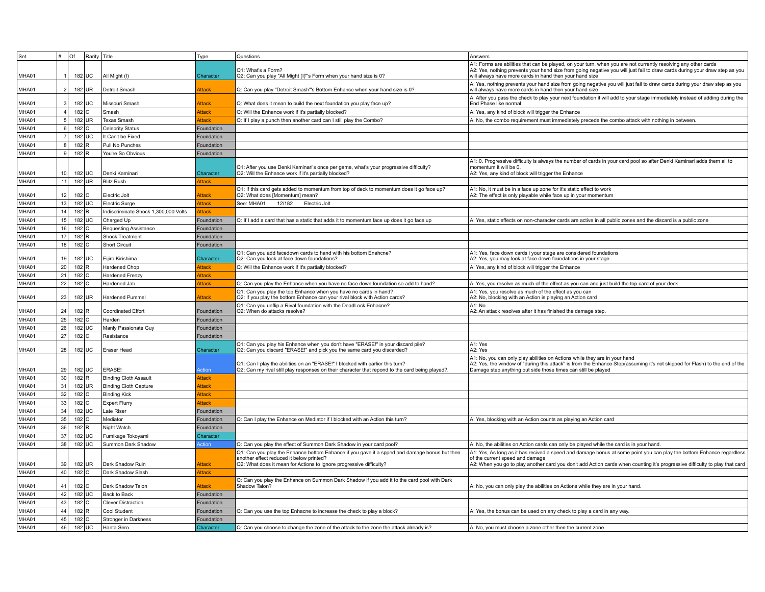| Set | # | Of | Rarity | Title | Type | Questions | Answers |
|---|---|---|---|---|---|---|---|
| MHA01 | 1 | 182 | UC | All Might (I) | Character | Q1: What's a Form?<br>Q2: Can you play "All Might (I)"'s Form when your hand size is 0? | A1: Forms are abilities that can be played, on your turn, when you are not currently resolving any other cards<br>A2: Yes, nothing prevents your hand size from going negative you will just fail to draw cards during your draw step as you will always have more cards in hand then your hand size |
| MHA01 | 2 | 182 | UR | Detroit Smash | Attack | Q: Can you play "Detroit Smash"'s Bottom Enhance when your hand size is 0? | A: Yes, nothing prevents your hand size from going negative you will just fail to draw cards during your draw step as you will always have more cards in hand then your hand size |
| MHA01 | 3 | 182 | UC | Missouri Smash | Attack | Q: What does it mean to build the next foundation you play face up? | A: After you pass the check to play your next foundation it will add to your stage immediately instead of adding during the End Phase like normal |
| MHA01 | 4 | 182 | C | Smash | Attack | Q: Will the Enhance work if it's partially blocked? | A: Yes, any kind of block will trigger the Enhance |
| MHA01 | 5 | 182 | UR | Texas Smash | Attack | Q: If I play a punch then another card can I still play the Combo? | A: No, the combo requirement must immediately precede the combo attack with nothing in between. |
| MHA01 | 6 | 182 | C | Celebrity Status | Foundation | | |
| MHA01 | 7 | 182 | UC | It Can't be Fixed | Foundation | | |
| MHA01 | 8 | 182 | R | Pull No Punches | Foundation | | |
| MHA01 | 9 | 182 | R | You're So Obvious | Foundation | | |
| MHA01 | 10 | 182 | UC | Denki Kaminari | Character | Q1: After you use Denki Kaminari's once per game, what's your progressive difficulty?<br>Q2: Will the Enhance work if it's partially blocked? | A1: 0. Progressive difficulty is always the number of cards in your card pool so after Denki Kaminari adds them all to momentum it will be 0.<br>A2: Yes, any kind of block will trigger the Enhance |
| MHA01 | 11 | 182 | UR | Blitz Rush | Attack | | |
| MHA01 | 12 | 182 | C | Electric Jolt | Attack | Q1: If this card gets added to momentum from top of deck to momentum does it go face up?<br>Q2: What does [Momentum] mean? | A1: No, it must be in a face up zone for it's static effect to work<br>A2: The effect is only playable while face up in your momentum |
| MHA01 | 13 | 182 | UC | Electric Surge | Attack | See: MHA01 12/182 Electric Jolt | |
| MHA01 | 14 | 182 | R | Indiscriminate Shock 1,300,000 Volts | Attack | | |
| MHA01 | 15 | 182 | UC | Charged Up | Foundation | Q: If I add a card that has a static that adds it to momentum face up does it go face up | A: Yes, static effects on non-character cards are active in all public zones and the discard is a public zone |
| MHA01 | 16 | 182 | C | Requesting Assistance | Foundation | | |
| MHA01 | 17 | 182 | R | Shock Treatment | Foundation | | |
| MHA01 | 18 | 182 | C | Short Circuit | Foundation | | |
| MHA01 | 19 | 182 | UC | Eijiro Kirishima | Character | Q1: Can you add facedown cards to hand with his bottom Enahcne?<br>Q2: Can you look at face down foundations? | A1: Yes, face down cards i your stage are considered foundations<br>A2: Yes, you may look at face down foundations in your stage |
| MHA01 | 20 | 182 | R | Hardened Chop | Attack | Q: Will the Enhance work if it's partially blocked? | A: Yes, any kind of block will trigger the Enhance |
| MHA01 | 21 | 182 | C | Hardened Frenzy | Attack | | |
| MHA01 | 22 | 182 | C | Hardened Jab | Attack | Q: Can you play the Enhance when you have no face down foundation so add to hand? | A: Yes, you resolve as much of the effect as you can and just build the top card of your deck |
| MHA01 | 23 | 182 | UR | Hardened Pummel | Attack | Q1: Can you play the top Enhance when you have no cards in hand?<br>Q2: If you play the bottom Enhance can your rival block with Action cards? | A1: Yes, you resolve as much of the effect as you can<br>A2: No, blocking with an Action is playing an Action card |
| MHA01 | 24 | 182 | R | Coordinated Effort | Foundation | Q1: Can you unflip a Rival foundation with the DeadLock Enhacne?<br>Q2: When do attacks resolve? | A1: No<br>A2: An attack resolves after it has finished the damage step. |
| MHA01 | 25 | 182 | C | Harden | Foundation | | |
| MHA01 | 26 | 182 | UC | Manly Passionate Guy | Foundation | | |
| MHA01 | 27 | 182 | C | Resistance | Foundation | | |
| MHA01 | 28 | 182 | UC | Eraser Head | Character | Q1: Can you play his Enhance when you don't have "ERASE!" in your discard pile?<br>Q2: Can you discard "ERASE!" and pick you the same card you discarded? | A1: Yes<br>A2: Yes |
| MHA01 | 29 | 182 | UC | ERASE! | Action | Q1: Can I play the abilities on an "ERASE!" I blocked with earlier this turn?<br>Q2: Can my rival still play responses on their character that repond to the card being played?. | A1: No, you can only play abilities on Actions while they are in your hand<br>A2: Yes, the window of "during this attack" is from the Enhance Step(assuming it's not skipped for Flash) to the end of the Damage step anything out side those times can still be played |
| MHA01 | 30 | 182 | R | Binding Cloth Assault | Attack | | |
| MHA01 | 31 | 182 | UR | Binding Cloth Capture | Attack | | |
| MHA01 | 32 | 182 | C | Binding Kick | Attack | | |
| MHA01 | 33 | 182 | C | Expert Flurry | Attack | | |
| MHA01 | 34 | 182 | UC | Late Riser | Foundation | | |
| MHA01 | 35 | 182 | C | Mediator | Foundation | Q: Can I play the Enhance on Mediator if I blocked with an Action this turn? | A: Yes, blocking with an Action counts as playing an Action card |
| MHA01 | 36 | 182 | R | Night Watch | Foundation | | |
| MHA01 | 37 | 182 | UC | Fumikage Tokoyami | Character | | |
| MHA01 | 38 | 182 | UC | Summon Dark Shadow | Action | Q: Can you play the effect of Summon Dark Shadow in your card pool? | A: No, the abilities on Action cards can only be played while the card is in your hand. |
| MHA01 | 39 | 182 | UR | Dark Shadow Ruin | Attack | Q1: Can you play the Enhance bottom Enhance if you gave it a spped and damage bonus but then another effect reduced it below printed?<br>Q2: What does it mean for Actions to ignore progressive difficulty? | A1: Yes, As long as it has recived a speed and damage bonus at some point you can play the bottom Enhance regardless of the current speed and damage<br>A2: When you go to play another card you don't add Action cards when counting it's progressive difficulty to play that card |
| MHA01 | 40 | 182 | C | Dark Shadow Slash | Attack | | |
| MHA01 | 41 | 182 | C | Dark Shadow Talon | Attack | Q: Can you play the Enhance on Summon Dark Shadow if you add it to the card pool with Dark Shadow Talon? | A: No, you can only play the abilities on Actions while they are in your hand. |
| MHA01 | 42 | 182 | UC | Back to Back | Foundation | | |
| MHA01 | 43 | 182 | C | Clever Distraction | Foundation | | |
| MHA01 | 44 | 182 | R | Cool Student | Foundation | Q: Can you use the top Enhacne to increase the check to play a block? | A: Yes, the bonus can be used on any check to play a card in any way. |
| MHA01 | 45 | 182 | C | Stronger in Darkness | Foundation | | |
| MHA01 | 46 | 182 | UC | Hanta Sero | Character | Q: Can you choose to change the zone of the attack to the zone the attack already is? | A: No, you must choose a zone other then the current zone. |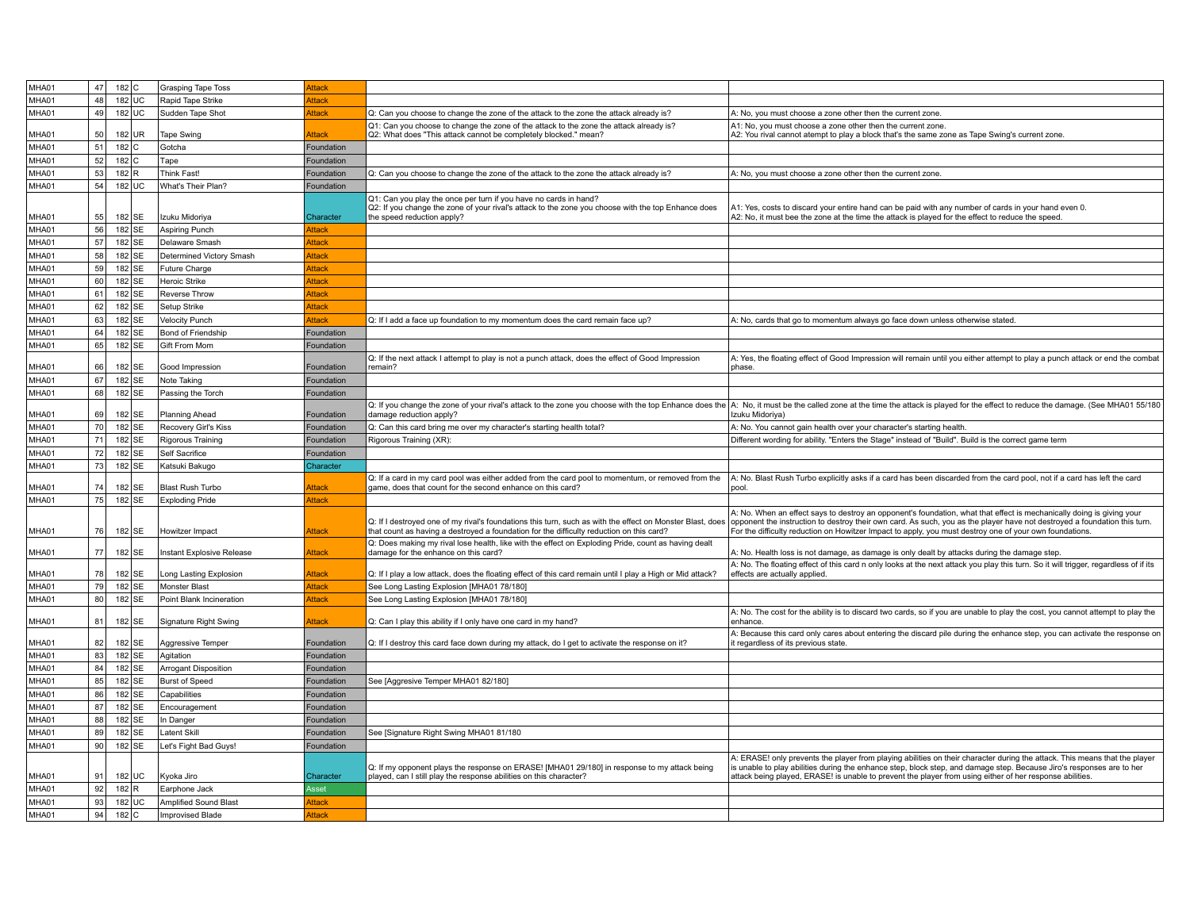| | | | | | | | |
|---|---|---|---|---|---|---|---|
| MHA01 | 47 | 182 | C | Grasping Tape Toss | Attack | | |
| MHA01 | 48 | 182 | UC | Rapid Tape Strike | Attack | | |
| MHA01 | 49 | 182 | UC | Sudden Tape Shot | Attack | Q: Can you choose to change the zone of the attack to the zone the attack already is? | A: No, you must choose a zone other then the current zone. |
| MHA01 | 50 | 182 | UR | Tape Swing | Attack | Q1: Can you choose to change the zone of the attack to the zone the attack already is?<br>Q2: What does "This attack cannot be completely blocked." mean? | A1: No, you must choose a zone other then the current zone.<br>A2: You rival cannot atempt to play a block that's the same zone as Tape Swing's current zone. |
| MHA01 | 51 | 182 | C | Gotcha | Foundation | | |
| MHA01 | 52 | 182 | C | Tape | Foundation | | |
| MHA01 | 53 | 182 | R | Think Fast! | Foundation | Q: Can you choose to change the zone of the attack to the zone the attack already is? | A: No, you must choose a zone other then the current zone. |
| MHA01 | 54 | 182 | UC | What's Their Plan? | Foundation | | |
| MHA01 | 55 | 182 | SE | Izuku Midoriya | Character | Q1: Can you play the once per turn if you have no cards in hand?<br>Q2: If you change the zone of your rival's attack to the zone you choose with the top Enhance does the speed reduction apply? | A1: Yes, costs to discard your entire hand can be paid with any number of cards in your hand even 0.<br>A2: No, it must bee the zone at the time the attack is played for the effect to reduce the speed. |
| MHA01 | 56 | 182 | SE | Aspiring Punch | Attack | | |
| MHA01 | 57 | 182 | SE | Delaware Smash | Attack | | |
| MHA01 | 58 | 182 | SE | Determined Victory Smash | Attack | | |
| MHA01 | 59 | 182 | SE | Future Charge | Attack | | |
| MHA01 | 60 | 182 | SE | Heroic Strike | Attack | | |
| MHA01 | 61 | 182 | SE | Reverse Throw | Attack | | |
| MHA01 | 62 | 182 | SE | Setup Strike | Attack | | |
| MHA01 | 63 | 182 | SE | Velocity Punch | Attack | Q: If I add a face up foundation to my momentum does the card remain face up? | A: No, cards that go to momentum always go face down unless otherwise stated. |
| MHA01 | 64 | 182 | SE | Bond of Friendship | Foundation | | |
| MHA01 | 65 | 182 | SE | Gift From Mom | Foundation | | |
| MHA01 | 66 | 182 | SE | Good Impression | Foundation | Q: If the next attack I attempt to play is not a punch attack, does the effect of Good Impression remain? | A: Yes, the floating effect of Good Impression will remain until you either attempt to play a punch attack or end the combat phase. |
| MHA01 | 67 | 182 | SE | Note Taking | Foundation | | |
| MHA01 | 68 | 182 | SE | Passing the Torch | Foundation | | |
| MHA01 | 69 | 182 | SE | Planning Ahead | Foundation | Q: If you change the zone of your rival's attack to the zone you choose with the top Enhance does the damage reduction apply? | A: No, it must be the called zone at the time the attack is played for the effect to reduce the damage. (See MHA01 55/180 Izuku Midoriya) |
| MHA01 | 70 | 182 | SE | Recovery Girl's Kiss | Foundation | Q: Can this card bring me over my character's starting health total? | A: No. You cannot gain health over your character's starting health. |
| MHA01 | 71 | 182 | SE | Rigorous Training | Foundation | Rigorous Training (XR): | Different wording for ability. "Enters the Stage" instead of "Build". Build is the correct game term |
| MHA01 | 72 | 182 | SE | Self Sacrifice | Foundation | | |
| MHA01 | 73 | 182 | SE | Katsuki Bakugo | Character | | |
| MHA01 | 74 | 182 | SE | Blast Rush Turbo | Attack | Q: If a card in my card pool was either added from the card pool to momentum, or removed from the game, does that count for the second enhance on this card? | A: No. Blast Rush Turbo explicitly asks if a card has been discarded from the card pool, not if a card has left the card pool. |
| MHA01 | 75 | 182 | SE | Exploding Pride | Attack | | |
| MHA01 | 76 | 182 | SE | Howitzer Impact | Attack | Q: If I destroyed one of my rival's foundations this turn, such as with the effect on Monster Blast, does that count as having a destroyed a foundation for the difficulty reduction on this card? | A: No. When an effect says to destroy an opponent's foundation, what that effect is mechanically doing is giving your opponent the instruction to destroy their own card. As such, you as the player have not destroyed a foundation this turn. For the difficulty reduction on Howitzer Impact to apply, you must destroy one of your own foundations. |
| MHA01 | 77 | 182 | SE | Instant Explosive Release | Attack | Q: Does making my rival lose health, like with the effect on Exploding Pride, count as having dealt damage for the enhance on this card? | A: No. Health loss is not damage, as damage is only dealt by attacks during the damage step. |
| MHA01 | 78 | 182 | SE | Long Lasting Explosion | Attack | Q: If I play a low attack, does the floating effect of this card remain until I play a High or Mid attack? | A: No. The floating effect of this card n only looks at the next attack you play this turn. So it will trigger, regardless of if its effects are actually applied. |
| MHA01 | 79 | 182 | SE | Monster Blast | Attack | See Long Lasting Explosion [MHA01 78/180] | |
| MHA01 | 80 | 182 | SE | Point Blank Incineration | Attack | See Long Lasting Explosion [MHA01 78/180] | |
| MHA01 | 81 | 182 | SE | Signature Right Swing | Attack | Q: Can I play this ability if I only have one card in my hand? | A: No. The cost for the ability is to discard two cards, so if you are unable to play the cost, you cannot attempt to play the enhance. |
| MHA01 | 82 | 182 | SE | Aggressive Temper | Foundation | Q: If I destroy this card face down during my attack, do I get to activate the response on it? | A: Because this card only cares about entering the discard pile during the enhance step, you can activate the response on it regardless of its previous state. |
| MHA01 | 83 | 182 | SE | Agitation | Foundation | | |
| MHA01 | 84 | 182 | SE | Arrogant Disposition | Foundation | | |
| MHA01 | 85 | 182 | SE | Burst of Speed | Foundation | See [Aggresive Temper MHA01 82/180] | |
| MHA01 | 86 | 182 | SE | Capabilities | Foundation | | |
| MHA01 | 87 | 182 | SE | Encouragement | Foundation | | |
| MHA01 | 88 | 182 | SE | In Danger | Foundation | | |
| MHA01 | 89 | 182 | SE | Latent Skill | Foundation | See [Signature Right Swing MHA01 81/180 | |
| MHA01 | 90 | 182 | SE | Let's Fight Bad Guys! | Foundation | | |
| MHA01 | 91 | 182 | UC | Kyoka Jiro | Character | Q: If my opponent plays the response on ERASE! [MHA01 29/180] in response to my attack being played, can I still play the response abilities on this character? | A: ERASE! only prevents the player from playing abilities on their character during the attack. This means that the player is unable to play abilities during the enhance step, block step, and damage step. Because Jiro's responses are to her attack being played, ERASE! is unable to prevent the player from using either of her response abilities. |
| MHA01 | 92 | 182 | R | Earphone Jack | Asset | | |
| MHA01 | 93 | 182 | UC | Amplified Sound Blast | Attack | | |
| MHA01 | 94 | 182 | C | Improvised Blade | Attack | | |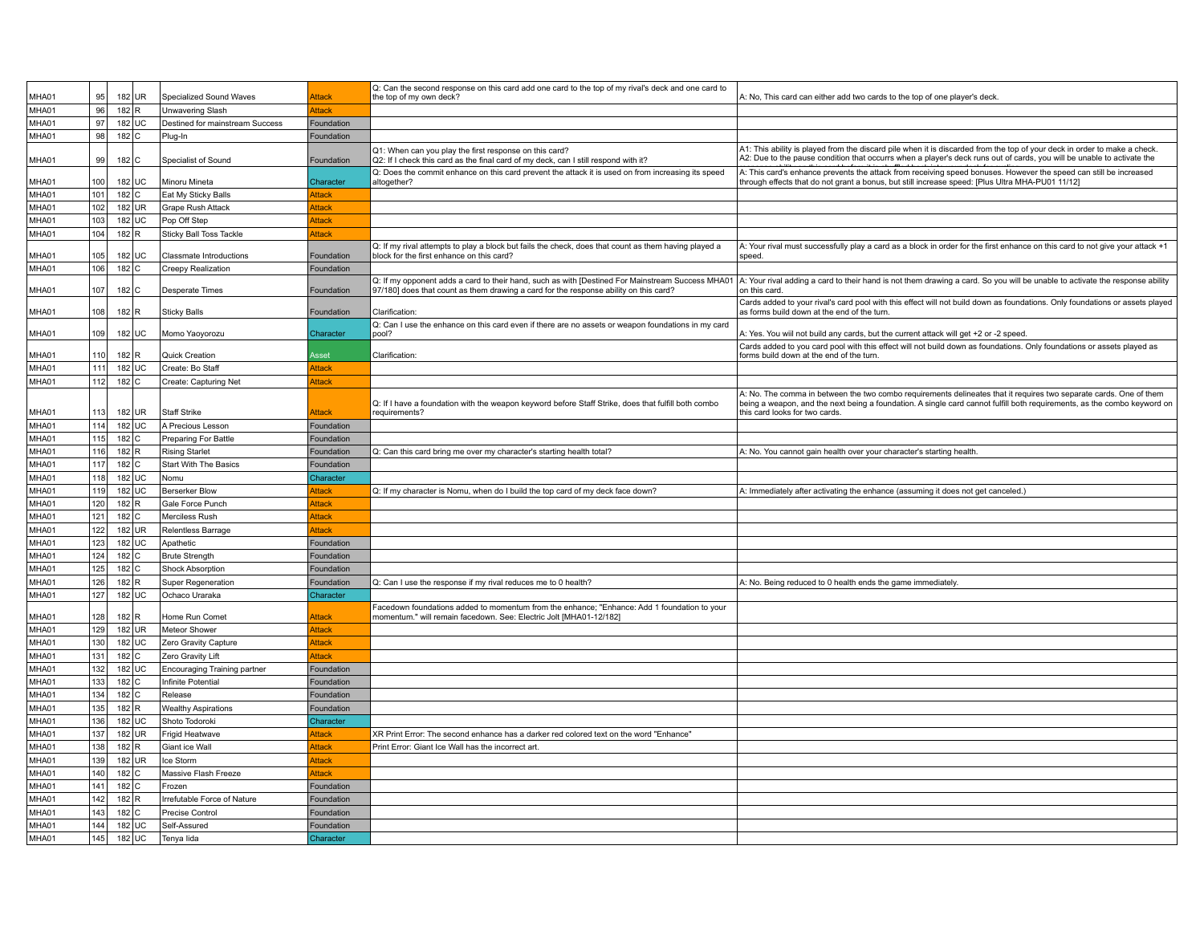| MHA01 | 95 | 182 | UR | Specialized Sound Waves | Attack | Q: Can the second response on this card add one card to the top of my rival's deck and one card to the top of my own deck? | A: No, This card can either add two cards to the top of one player's deck. |
|---|---|---|---|---|---|---|---|
| MHA01 | 96 | 182 | R | Unwavering Slash | Attack | | |
| MHA01 | 97 | 182 | UC | Destined for mainstream Success | Foundation | | |
| MHA01 | 98 | 182 | C | Plug-In | Foundation | | |
| MHA01 | 99 | 182 | C | Specialist of Sound | Foundation | Q1: When can you play the first response on this card? Q2: If I check this card as the final card of my deck, can I still respond with it? | A1: This ability is played from the discard pile when it is discarded from the top of your deck in order to make a check. A2: Due to the pause condition that occurrs when a player's deck runs out of cards, you will be unable to activate the |
| MHA01 | 100 | 182 | UC | Minoru Mineta | Character | Q: Does the commit enhance on this card prevent the attack it is used on from increasing its speed altogether? | A: This card's enhance prevents the attack from receiving speed bonuses. However the speed can still be increased through effects that do not grant a bonus, but still increase speed: [Plus Ultra MHA-PU01 11/12] |
| MHA01 | 101 | 182 | C | Eat My Sticky Balls | Attack | | |
| MHA01 | 102 | 182 | UR | Grape Rush Attack | Attack | | |
| MHA01 | 103 | 182 | UC | Pop Off Step | Attack | | |
| MHA01 | 104 | 182 | R | Sticky Ball Toss Tackle | Attack | | |
| MHA01 | 105 | 182 | UC | Classmate Introductions | Foundation | Q: If my rival attempts to play a block but fails the check, does that count as them having played a block for the first enhance on this card? | A: Your rival must successfully play a card as a block in order for the first enhance on this card to not give your attack +1 speed. |
| MHA01 | 106 | 182 | C | Creepy Realization | Foundation | | |
| MHA01 | 107 | 182 | C | Desperate Times | Foundation | Q: If my opponent adds a card to their hand, such as with [Destined For Mainstream Success MHA01 97/180] does that count as them drawing a card for the response ability on this card? | A: Your rival adding a card to their hand is not them drawing a card. So you will be unable to activate the response ability on this card. |
| MHA01 | 108 | 182 | R | Sticky Balls | Foundation | Clarification: | Cards added to your rival's card pool with this effect will not build down as foundations. Only foundations or assets played as forms build down at the end of the turn. |
| MHA01 | 109 | 182 | UC | Momo Yaoyorozu | Character | Q: Can I use the enhance on this card even if there are no assets or weapon foundations in my card pool? | A: Yes. You will not build any cards, but the current attack will get +2 or -2 speed. |
| MHA01 | 110 | 182 | R | Quick Creation | Asset | Clarification: | Cards added to you card pool with this effect will not build down as foundations. Only foundations or assets played as forms build down at the end of the turn. |
| MHA01 | 111 | 182 | UC | Create: Bo Staff | Attack | | |
| MHA01 | 112 | 182 | C | Create: Capturing Net | Attack | | |
| MHA01 | 113 | 182 | UR | Staff Strike | Attack | Q: If I have a foundation with the weapon keyword before Staff Strike, does that fulfill both combo requirements? | A: No. The comma in between the two combo requirements delineates that it requires two separate cards. One of them being a weapon, and the next being a foundation. A single card cannot fulfill both requirements, as the combo keyword on this card looks for two cards. |
| MHA01 | 114 | 182 | UC | A Precious Lesson | Foundation | | |
| MHA01 | 115 | 182 | C | Preparing For Battle | Foundation | | |
| MHA01 | 116 | 182 | R | Rising Starlet | Foundation | Q: Can this card bring me over my character's starting health total? | A: No. You cannot gain health over your character's starting health. |
| MHA01 | 117 | 182 | C | Start With The Basics | Foundation | | |
| MHA01 | 118 | 182 | UC | Nomu | Character | | |
| MHA01 | 119 | 182 | UC | Berserker Blow | Attack | Q: If my character is Nomu, when do I build the top card of my deck face down? | A: Immediately after activating the enhance (assuming it does not get canceled.) |
| MHA01 | 120 | 182 | R | Gale Force Punch | Attack | | |
| MHA01 | 121 | 182 | C | Merciless Rush | Attack | | |
| MHA01 | 122 | 182 | UR | Relentless Barrage | Attack | | |
| MHA01 | 123 | 182 | UC | Apathetic | Foundation | | |
| MHA01 | 124 | 182 | C | Brute Strength | Foundation | | |
| MHA01 | 125 | 182 | C | Shock Absorption | Foundation | | |
| MHA01 | 126 | 182 | R | Super Regeneration | Foundation | Q: Can I use the response if my rival reduces me to 0 health? | A: No. Being reduced to 0 health ends the game immediately. |
| MHA01 | 127 | 182 | UC | Ochaco Uraraka | Character | | |
| MHA01 | 128 | 182 | R | Home Run Comet | Attack | Facedown foundations added to momentum from the enhance; "Enhance: Add 1 foundation to your momentum." will remain facedown. See: Electric Jolt [MHA01-12/182] | |
| MHA01 | 129 | 182 | UR | Meteor Shower | Attack | | |
| MHA01 | 130 | 182 | UC | Zero Gravity Capture | Attack | | |
| MHA01 | 131 | 182 | C | Zero Gravity Lift | Attack | | |
| MHA01 | 132 | 182 | UC | Encouraging Training partner | Foundation | | |
| MHA01 | 133 | 182 | C | Infinite Potential | Foundation | | |
| MHA01 | 134 | 182 | C | Release | Foundation | | |
| MHA01 | 135 | 182 | R | Wealthy Aspirations | Foundation | | |
| MHA01 | 136 | 182 | UC | Shoto Todoroki | Character | | |
| MHA01 | 137 | 182 | UR | Frigid Heatwave | Attack | XR Print Error: The second enhance has a darker red colored text on the word "Enhance" | |
| MHA01 | 138 | 182 | R | Giant ice Wall | Attack | Print Error: Giant Ice Wall has the incorrect art. | |
| MHA01 | 139 | 182 | UR | Ice Storm | Attack | | |
| MHA01 | 140 | 182 | C | Massive Flash Freeze | Attack | | |
| MHA01 | 141 | 182 | C | Frozen | Foundation | | |
| MHA01 | 142 | 182 | R | Irrefutable Force of Nature | Foundation | | |
| MHA01 | 143 | 182 | C | Precise Control | Foundation | | |
| MHA01 | 144 | 182 | UC | Self-Assured | Foundation | | |
| MHA01 | 145 | 182 | UC | Tenya Iida | Character | | |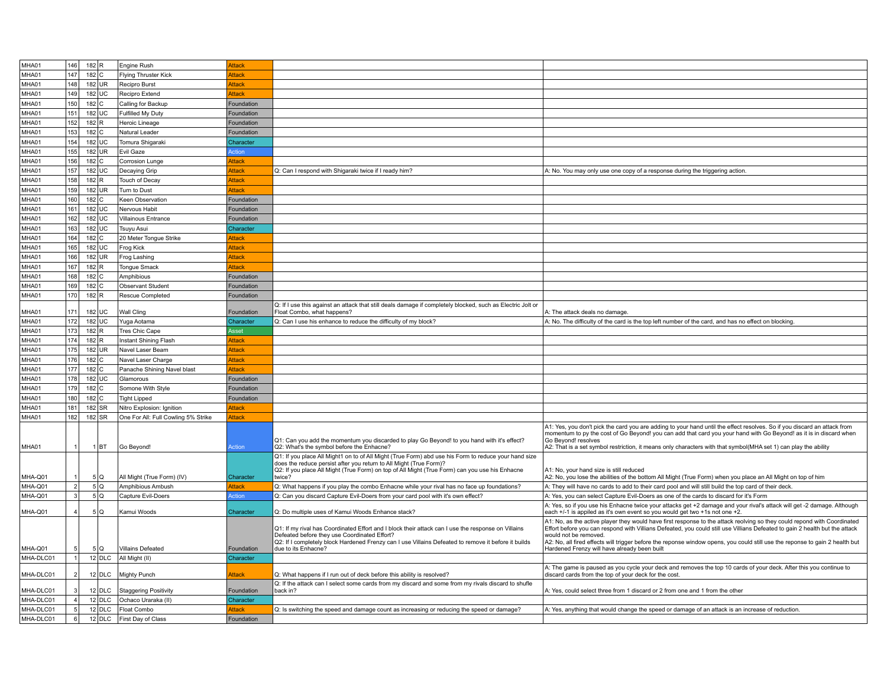| | | | | | | | |
|---|---|---|---|---|---|---|---|
| MHA01 | 146 | 182 | R | Engine Rush | Attack | | |
| MHA01 | 147 | 182 | C | Flying Thruster Kick | Attack | | |
| MHA01 | 148 | 182 | UR | Recipro Burst | Attack | | |
| MHA01 | 149 | 182 | UC | Recipro Extend | Attack | | |
| MHA01 | 150 | 182 | C | Calling for Backup | Foundation | | |
| MHA01 | 151 | 182 | UC | Fulfilled My Duty | Foundation | | |
| MHA01 | 152 | 182 | R | Heroic Lineage | Foundation | | |
| MHA01 | 153 | 182 | C | Natural Leader | Foundation | | |
| MHA01 | 154 | 182 | UC | Tomura Shigaraki | Character | | |
| MHA01 | 155 | 182 | UR | Evil Gaze | Action | | |
| MHA01 | 156 | 182 | C | Corrosion Lunge | Attack | | |
| MHA01 | 157 | 182 | UC | Decaying Grip | Attack | Q: Can I respond with Shigaraki twice if I ready him? | A: No. You may only use one copy of a response during the triggering action. |
| MHA01 | 158 | 182 | R | Touch of Decay | Attack | | |
| MHA01 | 159 | 182 | UR | Turn to Dust | Attack | | |
| MHA01 | 160 | 182 | C | Keen Observation | Foundation | | |
| MHA01 | 161 | 182 | UC | Nervous Habit | Foundation | | |
| MHA01 | 162 | 182 | UC | Villainous Entrance | Foundation | | |
| MHA01 | 163 | 182 | UC | Tsuyu Asui | Character | | |
| MHA01 | 164 | 182 | C | 20 Meter Tongue Strike | Attack | | |
| MHA01 | 165 | 182 | UC | Frog Kick | Attack | | |
| MHA01 | 166 | 182 | UR | Frog Lashing | Attack | | |
| MHA01 | 167 | 182 | R | Tongue Smack | Attack | | |
| MHA01 | 168 | 182 | C | Amphibious | Foundation | | |
| MHA01 | 169 | 182 | C | Observant Student | Foundation | | |
| MHA01 | 170 | 182 | R | Rescue Completed | Foundation | | |
| MHA01 | 171 | 182 | UC | Wall Cling | Foundation | Q: If I use this against an attack that still deals damage if completely blocked, such as Electric Jolt or Float Combo, what happens? | A: The attack deals no damage. |
| MHA01 | 172 | 182 | UC | Yuga Aotama | Character | Q: Can I use his enhance to reduce the difficulty of my block? | A: No. The difficulty of the card is the top left number of the card, and has no effect on blocking. |
| MHA01 | 173 | 182 | R | Tres Chic Cape | Asset | | |
| MHA01 | 174 | 182 | R | Instant Shining Flash | Attack | | |
| MHA01 | 175 | 182 | UR | Navel Laser Beam | Attack | | |
| MHA01 | 176 | 182 | C | Navel Laser Charge | Attack | | |
| MHA01 | 177 | 182 | C | Panache Shining Navel blast | Attack | | |
| MHA01 | 178 | 182 | UC | Glamorous | Foundation | | |
| MHA01 | 179 | 182 | C | Somone With Style | Foundation | | |
| MHA01 | 180 | 182 | C | Tight Lipped | Foundation | | |
| MHA01 | 181 | 182 | SR | Nitro Explosion: Ignition | Attack | | |
| MHA01 | 182 | 182 | SR | One For All: Full Cowling 5% Strike | Attack | | |
| MHA01 | 1 | 1 | BT | Go Beyond! | Action | Q1: Can you add the momentum you discarded to play Go Beyond! to you hand with it's effect? Q2: What's the symbol before the Enhacne? | A1: Yes, you don't pick the card you are adding to your hand until the effect resolves. So if you discard an attack from momentum to py the cost of Go Beyond! you can add that card you your hand with Go Beyond! as it is in discard when Go Beyond! resolves A2: That is a set symbol restriction, it means only characters with that symbol(MHA set 1) can play the ability |
| MHA-Q01 | 1 | 5 | Q | All Might (True Form) (IV) | Character | Q1: If you place All Might1 on to of All Might (True Form) abd use his Form to reduce your hand size does the reduce persist after you return to All Might (True Form)? Q2: If you place All Might (True Form) on top of All Might (True Form) can you use his Enhacne twice? | A1: No, your hand size is still reduced A2: No, you lose the abilities of the bottom All Might (True Form) when you place an All Might on top of him |
| MHA-Q01 | 2 | 5 | Q | Amphibious Ambush | Attack | Q: What happens if you play the combo Enhacne while your rival has no face up foundations? | A: They will have no cards to add to their card pool and will still build the top card of their deck. |
| MHA-Q01 | 3 | 5 | Q | Capture Evil-Doers | Action | Q: Can you discard Capture Evil-Doers from your card pool with it's own effect? | A: Yes, you can select Capture Evil-Doers as one of the cards to discard for it's Form |
| MHA-Q01 | 4 | 5 | Q | Kamui Woods | Character | Q: Do multiple uses of Kamui Woods Enhance stack? | A: Yes, so if you use his Enhacne twice your attacks get +2 damage and your rival's attack will get -2 damage. Although each +/-1 is appiled as it's own event so you would get two +1s not one +2. |
| MHA-Q01 | 5 | 5 | Q | Villains Defeated | Foundation | Q1: If my rival has Coordinated Effort and I block their attack can I use the response on Villains Defeated before they use Coordinated Effort? Q2: If I completely block Hardened Frenzy can I use Villains Defeated to remove it before it builds due to its Enhacne? | A1: No, as the active player they would have first response to the attack reolving so they could repond with Coordinated Effort before you can respond with Villians Defeated, you could still use Villains Defeated to gain 2 health but the attack would not be removed. A2: No, all fired effects will trigger before the reponse window opens, you could still use the reponse to gain 2 health but Hardened Frenzy will have already been built |
| MHA-DLC01 | 1 | 12 | DLC | All Might (II) | Character | | |
| MHA-DLC01 | 2 | 12 | DLC | Mighty Punch | Attack | Q: What happens if I run out of deck before this ability is resolved? | A: The game is paused as you cycle your deck and removes the top 10 cards of your deck. After this you continue to discard cards from the top of your deck for the cost. |
| MHA-DLC01 | 3 | 12 | DLC | Staggering Positivity | Foundation | Q: If the attack can I select some cards from my discard and some from my rivals discard to shufle back in? | A: Yes, could select three from 1 discard or 2 from one and 1 from the other |
| MHA-DLC01 | 4 | 12 | DLC | Ochaco Uraraka (II) | Character | | |
| MHA-DLC01 | 5 | 12 | DLC | Float Combo | Attack | Q: Is switching the speed and damage count as increasing or reducing the speed or damage? | A: Yes, anything that would change the speed or damage of an attack is an increase of reduction. |
| MHA-DLC01 | 6 | 12 | DLC | First Day of Class | Foundation | | |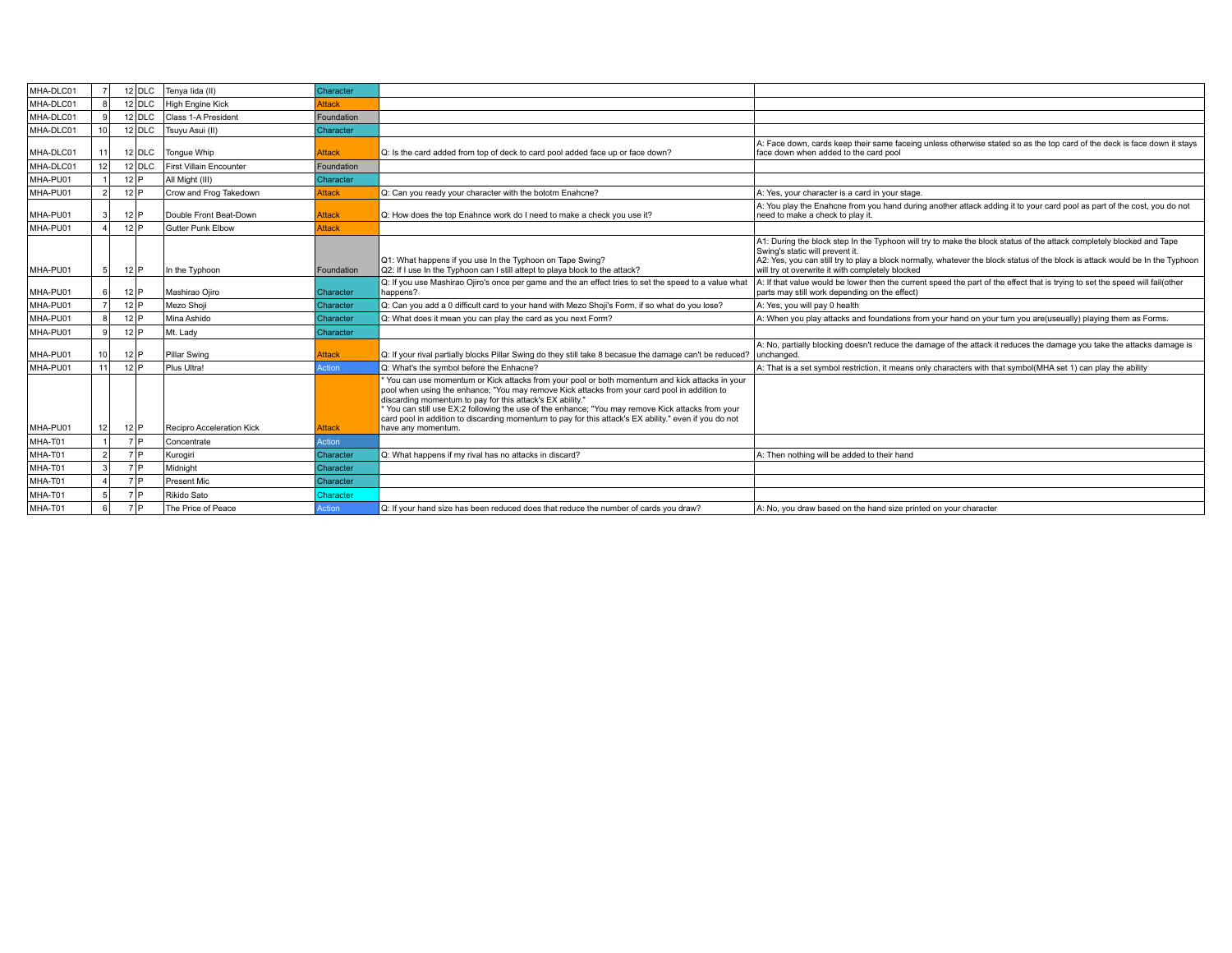| | | | | | | | |
|---|---|---|---|---|---|---|---|
| MHA-DLC01 | 7 | 12 | DLC | Tenya Iida (II) | Character | | |
| MHA-DLC01 | 8 | 12 | DLC | High Engine Kick | Attack | | |
| MHA-DLC01 | 9 | 12 | DLC | Class 1-A President | Foundation | | |
| MHA-DLC01 | 10 | 12 | DLC | Tsuyu Asui (II) | Character | | |
| MHA-DLC01 | 11 | 12 | DLC | Tongue Whip | Attack | Q: Is the card added from top of deck to card pool added face up or face down? | A: Face down, cards keep their same faceing unless otherwise stated so as the top card of the deck is face down it stays face down when added to the card pool |
| MHA-DLC01 | 12 | 12 | DLC | First Villain Encounter | Foundation | | |
| MHA-PU01 | 1 | 12 | P | All Might (III) | Character | | |
| MHA-PU01 | 2 | 12 | P | Crow and Frog Takedown | Attack | Q: Can you ready your character with the bototm Enahcne? | A: Yes, your character is a card in your stage. |
| MHA-PU01 | 3 | 12 | P | Double Front Beat-Down | Attack | Q: How does the top Enahnce work do I need to make a check you use it? | A: You play the Enahcne from you hand during another attack adding it to your card pool as part of the cost, you do not need to make a check to play it. |
| MHA-PU01 | 4 | 12 | P | Gutter Punk Elbow | Attack | | |
| MHA-PU01 | 5 | 12 | P | In the Typhoon | Foundation | Q1: What happens if you use In the Typhoon on Tape Swing?<br>Q2: If I use In the Typhoon can I still attept to playa block to the attack? | A1: During the block step In the Typhoon will try to make the block status of the attack completely blocked and Tape Swing's static will prevent it.<br>A2: Yes, you can still try to play a block normally, whatever the block status of the block is attack would be In the Typhoon will try ot overwrite it with completely blocked |
| MHA-PU01 | 6 | 12 | P | Mashirao Ojiro | Character | Q: If you use Mashirao Ojiro's once per game and the an effect tries to set the speed to a value what happens? | A: If that value would be lower then the current speed the part of the effect that is trying to set the speed will fail(other parts may still work depending on the effect) |
| MHA-PU01 | 7 | 12 | P | Mezo Shoji | Character | Q: Can you add a 0 difficult card to your hand with Mezo Shoji's Form, if so what do you lose? | A: Yes, you will pay 0 health |
| MHA-PU01 | 8 | 12 | P | Mina Ashido | Character | Q: What does it mean you can play the card as you next Form? | A: When you play attacks and foundations from your hand on your turn you are(useually) playing them as Forms. |
| MHA-PU01 | 9 | 12 | P | Mt. Lady | Character | | |
| MHA-PU01 | 10 | 12 | P | Pillar Swing | Attack | Q: If your rival partially blocks Pillar Swing do they still take 8 becasue the damage can't be reduced? | A: No, partially blocking doesn't reduce the damage of the attack it reduces the damage you take the attacks damage is unchanged. |
| MHA-PU01 | 11 | 12 | P | Plus Ultra! | Action | Q: What's the symbol before the Enhacne? | A: That is a set symbol restriction, it means only characters with that symbol(MHA set 1) can play the ability |
| MHA-PU01 | 12 | 12 | P | Recipro Acceleration Kick | Attack | * You can use momentum or Kick attacks from your pool or both momentum and kick attacks in your pool when using the enhance; "You may remove Kick attacks from your card pool in addition to discarding momentum to pay for this attack's EX ability."<br>* You can still use EX:2 following the use of the enhance; "You may remove Kick attacks from your card pool in addition to discarding momentum to pay for this attack's EX ability." even if you do not have any momentum. | |
| MHA-T01 | 1 | 7 | P | Concentrate | Action | | |
| MHA-T01 | 2 | 7 | P | Kurogiri | Character | Q: What happens if my rival has no attacks in discard? | A: Then nothing will be added to their hand |
| MHA-T01 | 3 | 7 | P | Midnight | Character | | |
| MHA-T01 | 4 | 7 | P | Present Mic | Character | | |
| MHA-T01 | 5 | 7 | P | Rikido Sato | Character | | |
| MHA-T01 | 6 | 7 | P | The Price of Peace | Action | Q: If your hand size has been reduced does that reduce the number of cards you draw? | A: No, you draw based on the hand size printed on your character |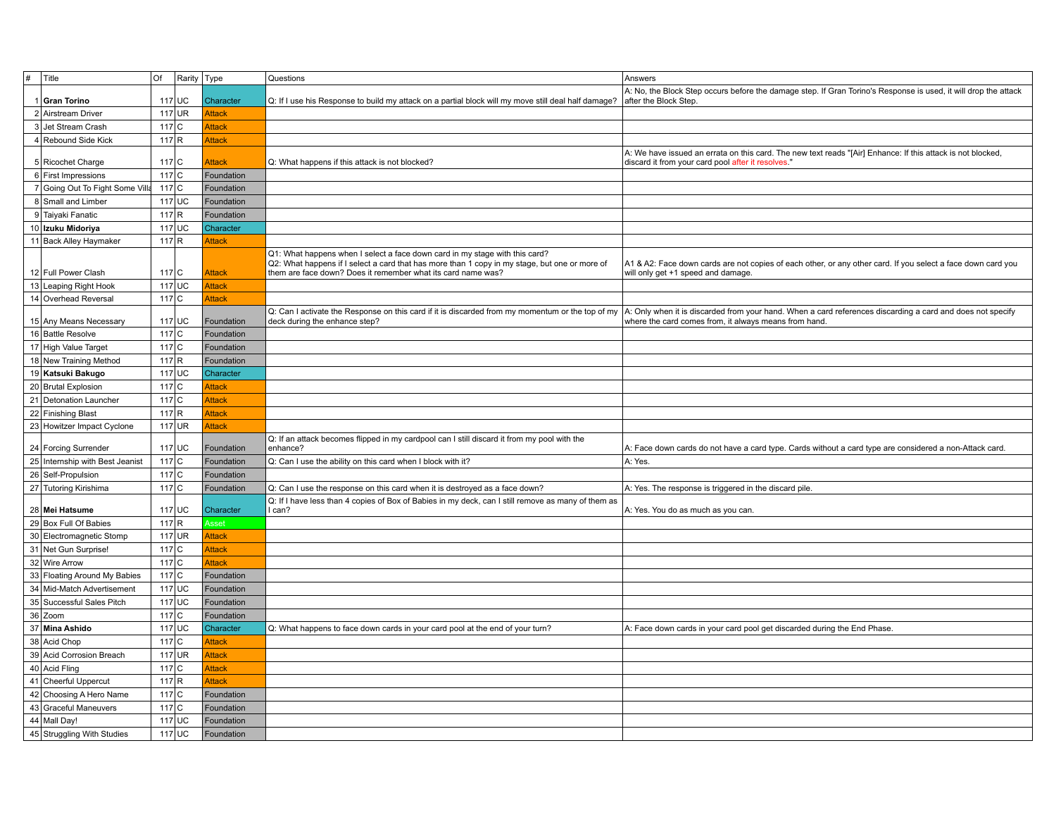| # | Title | Of | Rarity | Type | Questions | Answers |
|---|---|---|---|---|---|---|
| 1 | **Gran Torino** | 117 | UC | Character | Q: If I use his Response to build my attack on a partial block will my move still deal half damage? | A: No, the Block Step occurs before the damage step. If Gran Torino's Response is used, it will drop the attack after the Block Step. |
| 2 | Airstream Driver | 117 | UR | Attack | | |
| 3 | Jet Stream Crash | 117 | C | Attack | | |
| 4 | Rebound Side Kick | 117 | R | Attack | | |
| 5 | Ricochet Charge | 117 | C | Attack | Q: What happens if this attack is not blocked? | A: We have issued an errata on this card. The new text reads "[Air] Enhance: If this attack is not blocked, discard it from your card pool after it resolves." |
| 6 | First Impressions | 117 | C | Foundation | | |
| 7 | Going Out To Fight Some Villa | 117 | C | Foundation | | |
| 8 | Small and Limber | 117 | UC | Foundation | | |
| 9 | Taiyaki Fanatic | 117 | R | Foundation | | |
| 10 | **Izuku Midoriya** | 117 | UC | Character | | |
| 11 | Back Alley Haymaker | 117 | R | Attack | | |
| 12 | Full Power Clash | 117 | C | Attack | Q1: What happens when I select a face down card in my stage with this card?<br>Q2: What happens if I select a card that has more than 1 copy in my stage, but one or more of them are face down? Does it remember what its card name was? | A1 & A2: Face down cards are not copies of each other, or any other card. If you select a face down card you will only get +1 speed and damage. |
| 13 | Leaping Right Hook | 117 | UC | Attack | | |
| 14 | Overhead Reversal | 117 | C | Attack | | |
| 15 | Any Means Necessary | 117 | UC | Foundation | Q: Can I activate the Response on this card if it is discarded from my momentum or the top of my deck during the enhance step? | A: Only when it is discarded from your hand. When a card references discarding a card and does not specify where the card comes from, it always means from hand. |
| 16 | Battle Resolve | 117 | C | Foundation | | |
| 17 | High Value Target | 117 | C | Foundation | | |
| 18 | New Training Method | 117 | R | Foundation | | |
| 19 | **Katsuki Bakugo** | 117 | UC | Character | | |
| 20 | Brutal Explosion | 117 | C | Attack | | |
| 21 | Detonation Launcher | 117 | C | Attack | | |
| 22 | Finishing Blast | 117 | R | Attack | | |
| 23 | Howitzer Impact Cyclone | 117 | UR | Attack | | |
| 24 | Forcing Surrender | 117 | UC | Foundation | Q: If an attack becomes flipped in my cardpool can I still discard it from my pool with the enhance? | A: Face down cards do not have a card type. Cards without a card type are considered a non-Attack card. |
| 25 | Internship with Best Jeanist | 117 | C | Foundation | Q: Can I use the ability on this card when I block with it? | A: Yes. |
| 26 | Self-Propulsion | 117 | C | Foundation | | |
| 27 | Tutoring Kirishima | 117 | C | Foundation | Q: Can I use the response on this card when it is destroyed as a face down? | A: Yes. The response is triggered in the discard pile. |
| 28 | **Mei Hatsume** | 117 | UC | Character | Q: If I have less than 4 copies of Box of Babies in my deck, can I still remove as many of them as I can? | A: Yes. You do as much as you can. |
| 29 | Box Full Of Babies | 117 | R | Asset | | |
| 30 | Electromagnetic Stomp | 117 | UR | Attack | | |
| 31 | Net Gun Surprise! | 117 | C | Attack | | |
| 32 | Wire Arrow | 117 | C | Attack | | |
| 33 | Floating Around My Babies | 117 | C | Foundation | | |
| 34 | Mid-Match Advertisement | 117 | UC | Foundation | | |
| 35 | Successful Sales Pitch | 117 | UC | Foundation | | |
| 36 | Zoom | 117 | C | Foundation | | |
| 37 | **Mina Ashido** | 117 | UC | Character | Q: What happens to face down cards in your card pool at the end of your turn? | A: Face down cards in your card pool get discarded during the End Phase. |
| 38 | Acid Chop | 117 | C | Attack | | |
| 39 | Acid Corrosion Breach | 117 | UR | Attack | | |
| 40 | Acid Fling | 117 | C | Attack | | |
| 41 | Cheerful Uppercut | 117 | R | Attack | | |
| 42 | Choosing A Hero Name | 117 | C | Foundation | | |
| 43 | Graceful Maneuvers | 117 | C | Foundation | | |
| 44 | Mall Day! | 117 | UC | Foundation | | |
| 45 | Struggling With Studies | 117 | UC | Foundation | | |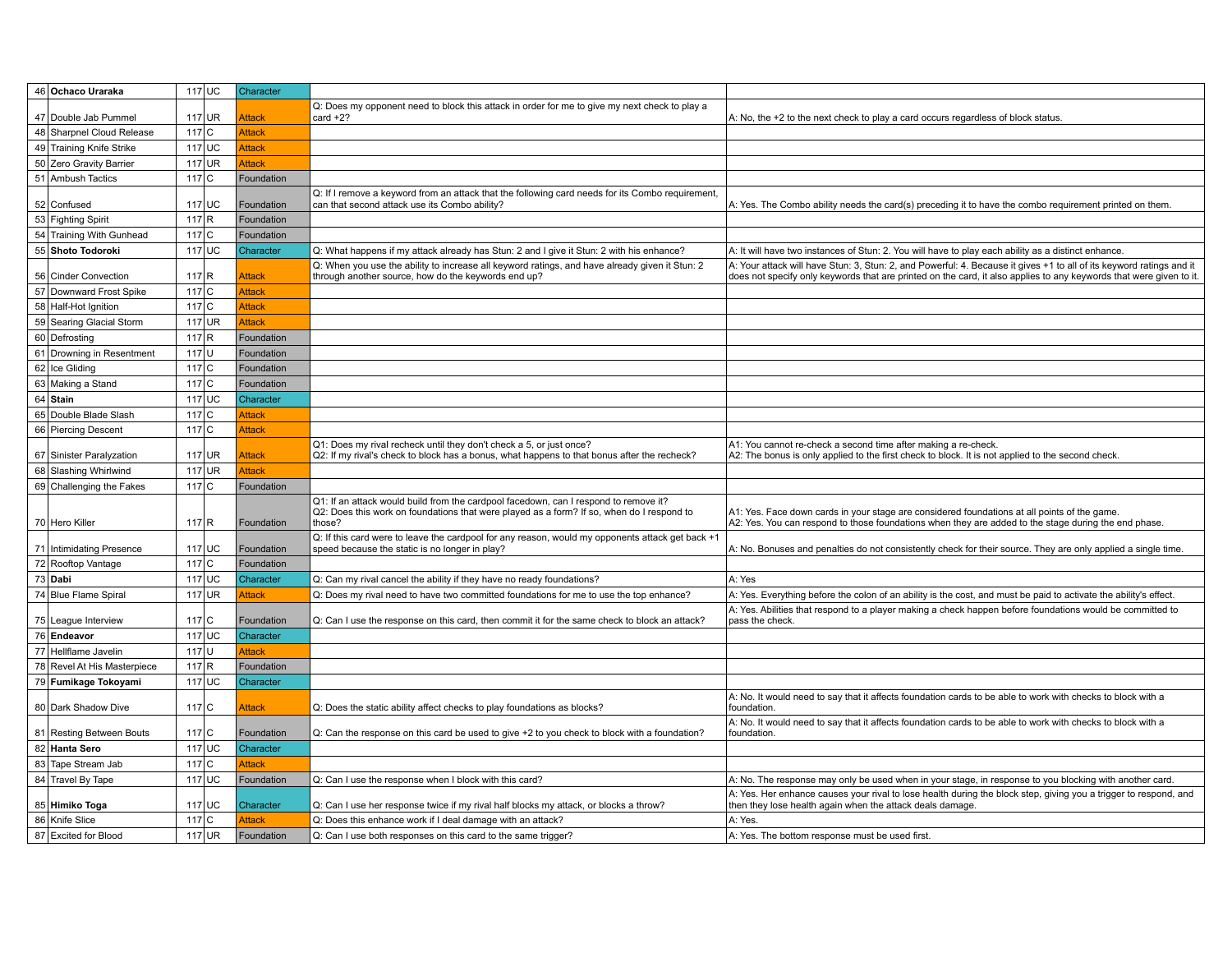| # | Card Name | Set | Rarity | Type | Question | Answer |
|---|---|---|---|---|---|---|
| 46 | **Ochaco Uraraka** | 117 | UC | Character | | |
| 47 | Double Jab Pummel | 117 | UR | Attack | Q: Does my opponent need to block this attack in order for me to give my next check to play a card +2? | A: No, the +2 to the next check to play a card occurs regardless of block status. |
| 48 | Sharpnel Cloud Release | 117 | C | Attack | | |
| 49 | Training Knife Strike | 117 | UC | Attack | | |
| 50 | Zero Gravity Barrier | 117 | UR | Attack | | |
| 51 | Ambush Tactics | 117 | C | Foundation | | |
| 52 | Confused | 117 | UC | Foundation | Q: If I remove a keyword from an attack that the following card needs for its Combo requirement, can that second attack use its Combo ability? | A: Yes. The Combo ability needs the card(s) preceding it to have the combo requirement printed on them. |
| 53 | Fighting Spirit | 117 | R | Foundation | | |
| 54 | Training With Gunhead | 117 | C | Foundation | | |
| 55 | **Shoto Todoroki** | 117 | UC | Character | Q: What happens if my attack already has Stun: 2 and I give it Stun: 2 with his enhance? | A: It will have two instances of Stun: 2. You will have to play each ability as a distinct enhance. |
| 56 | Cinder Convection | 117 | R | Attack | Q: When you use the ability to increase all keyword ratings, and have already given it Stun: 2 through another source, how do the keywords end up? | A: Your attack will have Stun: 3, Stun: 2, and Powerful: 4. Because it gives +1 to all of its keyword ratings and it does not specify only keywords that are printed on the card, it also applies to any keywords that were given to it. |
| 57 | Downward Frost Spike | 117 | C | Attack | | |
| 58 | Half-Hot Ignition | 117 | C | Attack | | |
| 59 | Searing Glacial Storm | 117 | UR | Attack | | |
| 60 | Defrosting | 117 | R | Foundation | | |
| 61 | Drowning in Resentment | 117 | U | Foundation | | |
| 62 | Ice Gliding | 117 | C | Foundation | | |
| 63 | Making a Stand | 117 | C | Foundation | | |
| 64 | **Stain** | 117 | UC | Character | | |
| 65 | Double Blade Slash | 117 | C | Attack | | |
| 66 | Piercing Descent | 117 | C | Attack | | |
| 67 | Sinister Paralyzation | 117 | UR | Attack | Q1: Does my rival recheck until they don't check a 5, or just once?<br>Q2: If my rival's check to block has a bonus, what happens to that bonus after the recheck? | A1: You cannot re-check a second time after making a re-check.<br>A2: The bonus is only applied to the first check to block. It is not applied to the second check. |
| 68 | Slashing Whirlwind | 117 | UR | Attack | | |
| 69 | Challenging the Fakes | 117 | C | Foundation | | |
| 70 | Hero Killer | 117 | R | Foundation | Q1: If an attack would build from the cardpool facedown, can I respond to remove it?<br>Q2: Does this work on foundations that were played as a form? If so, when do I respond to those? | A1: Yes. Face down cards in your stage are considered foundations at all points of the game.<br>A2: Yes. You can respond to those foundations when they are added to the stage during the end phase. |
| 71 | Intimidating Presence | 117 | UC | Foundation | Q: If this card were to leave the cardpool for any reason, would my opponents attack get back +1 speed because the static is no longer in play? | A: No. Bonuses and penalties do not consistently check for their source. They are only applied a single time. |
| 72 | Rooftop Vantage | 117 | C | Foundation | | |
| 73 | **Dabi** | 117 | UC | Character | Q: Can my rival cancel the ability if they have no ready foundations? | A: Yes |
| 74 | Blue Flame Spiral | 117 | UR | Attack | Q: Does my rival need to have two committed foundations for me to use the top enhance? | A: Yes. Everything before the colon of an ability is the cost, and must be paid to activate the ability's effect. |
| 75 | League Interview | 117 | C | Foundation | Q: Can I use the response on this card, then commit it for the same check to block an attack? | A: Yes. Abilities that respond to a player making a check happen before foundations would be committed to pass the check. |
| 76 | **Endeavor** | 117 | UC | Character | | |
| 77 | Hellflame Javelin | 117 | U | Attack | | |
| 78 | Revel At His Masterpiece | 117 | R | Foundation | | |
| 79 | **Fumikage Tokoyami** | 117 | UC | Character | | |
| 80 | Dark Shadow Dive | 117 | C | Attack | Q: Does the static ability affect checks to play foundations as blocks? | A: No. It would need to say that it affects foundation cards to be able to work with checks to block with a foundation. |
| 81 | Resting Between Bouts | 117 | C | Foundation | Q: Can the response on this card be used to give +2 to you check to block with a foundation? | A: No. It would need to say that it affects foundation cards to be able to work with checks to block with a foundation. |
| 82 | **Hanta Sero** | 117 | UC | Character | | |
| 83 | Tape Stream Jab | 117 | C | Attack | | |
| 84 | Travel By Tape | 117 | UC | Foundation | Q: Can I use the response when I block with this card? | A: No. The response may only be used when in your stage, in response to you blocking with another card. |
| 85 | **Himiko Toga** | 117 | UC | Character | Q: Can I use her response twice if my rival half blocks my attack, or blocks a throw? | A: Yes. Her enhance causes your rival to lose health during the block step, giving you a trigger to respond, and then they lose health again when the attack deals damage. |
| 86 | Knife Slice | 117 | C | Attack | Q: Does this enhance work if I deal damage with an attack? | A: Yes. |
| 87 | Excited for Blood | 117 | UR | Foundation | Q: Can I use both responses on this card to the same trigger? | A: Yes. The bottom response must be used first. |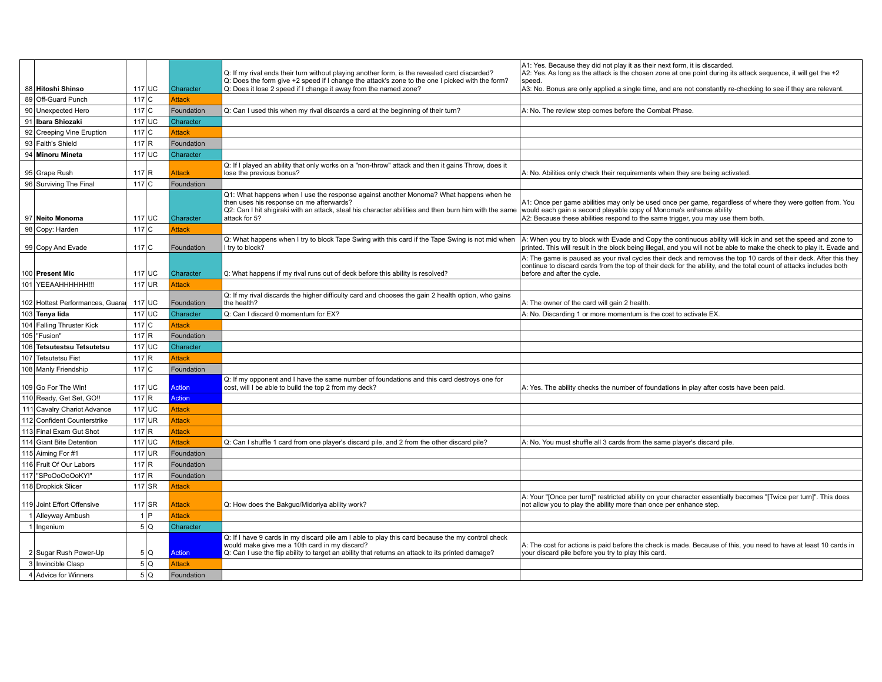| | | | | | | |
|---|---|---|---|---|---|---|
| 88 | **Hitoshi Shinso** | 117 | UC | Character | Q: If my rival ends their turn without playing another form, is the revealed card discarded?<br>Q: Does the form give +2 speed if I change the attack's zone to the one I picked with the form?<br>Q: Does it lose 2 speed if I change it away from the named zone? | A1: Yes. Because they did not play it as their next form, it is discarded.<br>A2: Yes. As long as the attack is the chosen zone at one point during its attack sequence, it will get the +2 speed.<br>A3: No. Bonus are only applied a single time, and are not constantly re-checking to see if they are relevant. |
| 89 | Off-Guard Punch | 117 | C | Attack | | |
| 90 | Unexpected Hero | 117 | C | Foundation | Q: Can I used this when my rival discards a card at the beginning of their turn? | A: No. The review step comes before the Combat Phase. |
| 91 | **Ibara Shiozaki** | 117 | UC | Character | | |
| 92 | Creeping Vine Eruption | 117 | C | Attack | | |
| 93 | Faith's Shield | 117 | R | Foundation | | |
| 94 | **Minoru Mineta** | 117 | UC | Character | | |
| 95 | Grape Rush | 117 | R | Attack | Q: If I played an ability that only works on a "non-throw" attack and then it gains Throw, does it lose the previous bonus? | A: No. Abilities only check their requirements when they are being activated. |
| 96 | Surviving The Final | 117 | C | Foundation | | |
| 97 | **Neito Monoma** | 117 | UC | Character | Q1: What happens when I use the response against another Monoma? What happens when he then uses his response on me afterwards?<br>Q2: Can I hit shigiraki with an attack, steal his character abilities and then burn him with the same attack for 5? | A1: Once per game abilities may only be used once per game, regardless of where they were gotten from. You would each gain a second playable copy of Monoma's enhance ability<br>A2: Because these abilities respond to the same trigger, you may use them both. |
| 98 | Copy: Harden | 117 | C | Attack | | |
| 99 | Copy And Evade | 117 | C | Foundation | Q: What happens when I try to block Tape Swing with this card if the Tape Swing is not mid when I try to block? | A: When you try to block with Evade and Copy the continuous ability will kick in and set the speed and zone to printed. This will result in the block being illegal, and you will not be able to make the check to play it. Evade and |
| 100 | **Present Mic** | 117 | UC | Character | Q: What happens if my rival runs out of deck before this ability is resolved? | A: The game is paused as your rival cycles their deck and removes the top 10 cards of their deck. After this they continue to discard cards from the top of their deck for the ability, and the total count of attacks includes both before and after the cycle. |
| 101 | YEEAAHHHHHH!!! | 117 | UR | Attack | | |
| 102 | Hottest Performances, Guarai | 117 | UC | Foundation | Q: If my rival discards the higher difficulty card and chooses the gain 2 health option, who gains the health? | A: The owner of the card will gain 2 health. |
| 103 | **Tenya Iida** | 117 | UC | Character | Q: Can I discard 0 momentum for EX? | A: No. Discarding 1 or more momentum is the cost to activate EX. |
| 104 | Falling Thruster Kick | 117 | C | Attack | | |
| 105 | "Fusion" | 117 | R | Foundation | | |
| 106 | **Tetsutestsu Tetsutetsu** | 117 | UC | Character | | |
| 107 | Tetsutetsu Fist | 117 | R | Attack | | |
| 108 | Manly Friendship | 117 | C | Foundation | | |
| 109 | Go For The Win! | 117 | UC | Action | Q: If my opponent and I have the same number of foundations and this card destroys one for cost, will I be able to build the top 2 from my deck? | A: Yes. The ability checks the number of foundations in play after costs have been paid. |
| 110 | Ready, Get Set, GO!! | 117 | R | Action | | |
| 111 | Cavalry Chariot Advance | 117 | UC | Attack | | |
| 112 | Confident Counterstrike | 117 | UR | Attack | | |
| 113 | Final Exam Gut Shot | 117 | R | Attack | | |
| 114 | Giant Bite Detention | 117 | UC | Attack | Q: Can I shuffle 1 card from one player's discard pile, and 2 from the other discard pile? | A: No. You must shuffle all 3 cards from the same player's discard pile. |
| 115 | Aiming For #1 | 117 | UR | Foundation | | |
| 116 | Fruit Of Our Labors | 117 | R | Foundation | | |
| 117 | "SPoOoOoOKY!" | 117 | R | Foundation | | |
| 118 | Dropkick Slicer | 117 | SR | Attack | | |
| 119 | Joint Effort Offensive | 117 | SR | Attack | Q: How does the Bakguo/Midoriya ability work? | A: Your "[Once per turn]" restricted ability on your character essentially becomes "[Twice per turn]". This does not allow you to play the ability more than once per enhance step. |
| 1 | Alleyway Ambush | 1 | P | Attack | | |
| 1 | Ingenium | 5 | Q | Character | | |
| 2 | Sugar Rush Power-Up | 5 | Q | Action | Q: If I have 9 cards in my discard pile am I able to play this card because the my control check would make give me a 10th card in my discard?<br>Q: Can I use the flip ability to target an ability that returns an attack to its printed damage? | A: The cost for actions is paid before the check is made. Because of this, you need to have at least 10 cards in your discard pile before you try to play this card. |
| 3 | Invincible Clasp | 5 | Q | Attack | | |
| 4 | Advice for Winners | 5 | Q | Foundation | | |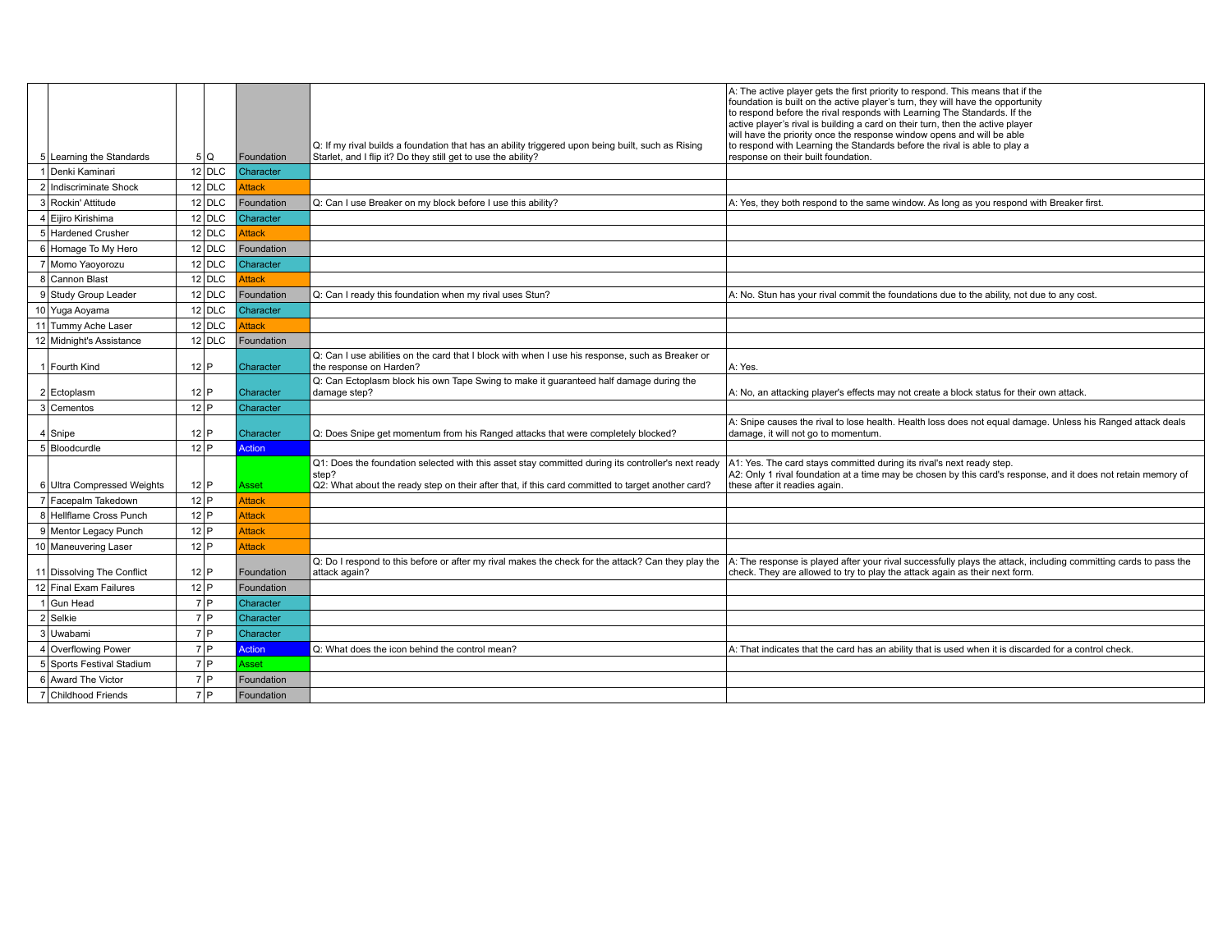| | | | | | | |
|---|---|---|---|---|---|---|
| 5 | Learning the Standards | 5 | Q | Foundation | Q: If my rival builds a foundation that has an ability triggered upon being built, such as Rising Starlet, and I flip it? Do they still get to use the ability? | A: The active player gets the first priority to respond. This means that if the foundation is built on the active player's turn, they will have the opportunity to respond before the rival responds with Learning The Standards. If the active player's rival is building a card on their turn, then the active player will have the priority once the response window opens and will be able to respond with Learning the Standards before the rival is able to play a response on their built foundation. |
| 1 | Denki Kaminari | 12 | DLC | Character | | |
| 2 | Indiscriminate Shock | 12 | DLC | Attack | | |
| 3 | Rockin' Attitude | 12 | DLC | Foundation | Q: Can I use Breaker on my block before I use this ability? | A: Yes, they both respond to the same window. As long as you respond with Breaker first. |
| 4 | Eijiro Kirishima | 12 | DLC | Character | | |
| 5 | Hardened Crusher | 12 | DLC | Attack | | |
| 6 | Homage To My Hero | 12 | DLC | Foundation | | |
| 7 | Momo Yaoyorozu | 12 | DLC | Character | | |
| 8 | Cannon Blast | 12 | DLC | Attack | | |
| 9 | Study Group Leader | 12 | DLC | Foundation | Q: Can I ready this foundation when my rival uses Stun? | A: No. Stun has your rival commit the foundations due to the ability, not due to any cost. |
| 10 | Yuga Aoyama | 12 | DLC | Character | | |
| 11 | Tummy Ache Laser | 12 | DLC | Attack | | |
| 12 | Midnight's Assistance | 12 | DLC | Foundation | | |
| 1 | Fourth Kind | 12 | P | Character | Q: Can I use abilities on the card that I block with when I use his response, such as Breaker or the response on Harden? | A: Yes. |
| 2 | Ectoplasm | 12 | P | Character | Q: Can Ectoplasm block his own Tape Swing to make it guaranteed half damage during the damage step? | A: No, an attacking player's effects may not create a block status for their own attack. |
| 3 | Cementos | 12 | P | Character | | |
| 4 | Snipe | 12 | P | Character | Q: Does Snipe get momentum from his Ranged attacks that were completely blocked? | A: Snipe causes the rival to lose health. Health loss does not equal damage. Unless his Ranged attack deals damage, it will not go to momentum. |
| 5 | Bloodcurdle | 12 | P | Action | | |
| 6 | Ultra Compressed Weights | 12 | P | Asset | Q1: Does the foundation selected with this asset stay committed during its controller's next ready step?<br>Q2: What about the ready step on their after that, if this card committed to target another card? | A1: Yes. The card stays committed during its rival's next ready step.<br>A2: Only 1 rival foundation at a time may be chosen by this card's response, and it does not retain memory of these after it readies again. |
| 7 | Facepalm Takedown | 12 | P | Attack | | |
| 8 | Hellflame Cross Punch | 12 | P | Attack | | |
| 9 | Mentor Legacy Punch | 12 | P | Attack | | |
| 10 | Maneuvering Laser | 12 | P | Attack | | |
| 11 | Dissolving The Conflict | 12 | P | Foundation | Q: Do I respond to this before or after my rival makes the check for the attack? Can they play the attack again? | A: The response is played after your rival successfully plays the attack, including committing cards to pass the check. They are allowed to try to play the attack again as their next form. |
| 12 | Final Exam Failures | 12 | P | Foundation | | |
| 1 | Gun Head | 7 | P | Character | | |
| 2 | Selkie | 7 | P | Character | | |
| 3 | Uwabami | 7 | P | Character | | |
| 4 | Overflowing Power | 7 | P | Action | Q: What does the icon behind the control mean? | A: That indicates that the card has an ability that is used when it is discarded for a control check. |
| 5 | Sports Festival Stadium | 7 | P | Asset | | |
| 6 | Award The Victor | 7 | P | Foundation | | |
| 7 | Childhood Friends | 7 | P | Foundation | | |